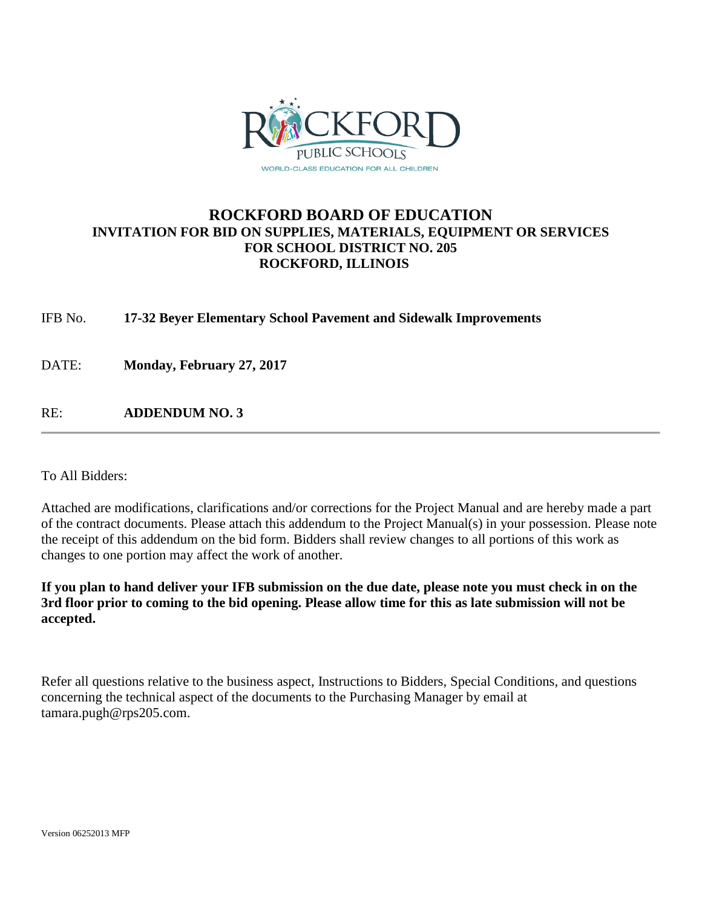# ROCKFORD BOARD OF EDUCATION

## INVITATION FOR BID ON SUPPLIES, MATERIALS, EQUIPMENT OR SERVICES FOR SCHOOL DISTRICT NO. 205 ROCKFORD, ILLINOIS

IFB No. **17-32 Beyer Elementary School Pavement and Sidewalk Improvements**

DATE: **Monday, February 27, 2017**

RE: **ADDENDUM NO. 3**

---

To All Bidders:

Attached are modifications, clarifications and/or corrections for the Project Manual and are hereby made a part of the contract documents. Please attach this addendum to the Project Manual(s) in your possession. Please note the receipt of this addendum on the bid form. Bidders shall review changes to all portions of this work as changes to one portion may affect the work of another.

**If you plan to hand deliver your IFB submission on the due date, please note you must check in on the 3rd floor prior to coming to the bid opening. Please allow time for this as late submission will not be accepted.**

Refer all questions relative to the business aspect, Instructions to Bidders, Special Conditions, and questions concerning the technical aspect of the documents to the Purchasing Manager by email at tamara.pugh@rps205.com.

Version 06252013 MFP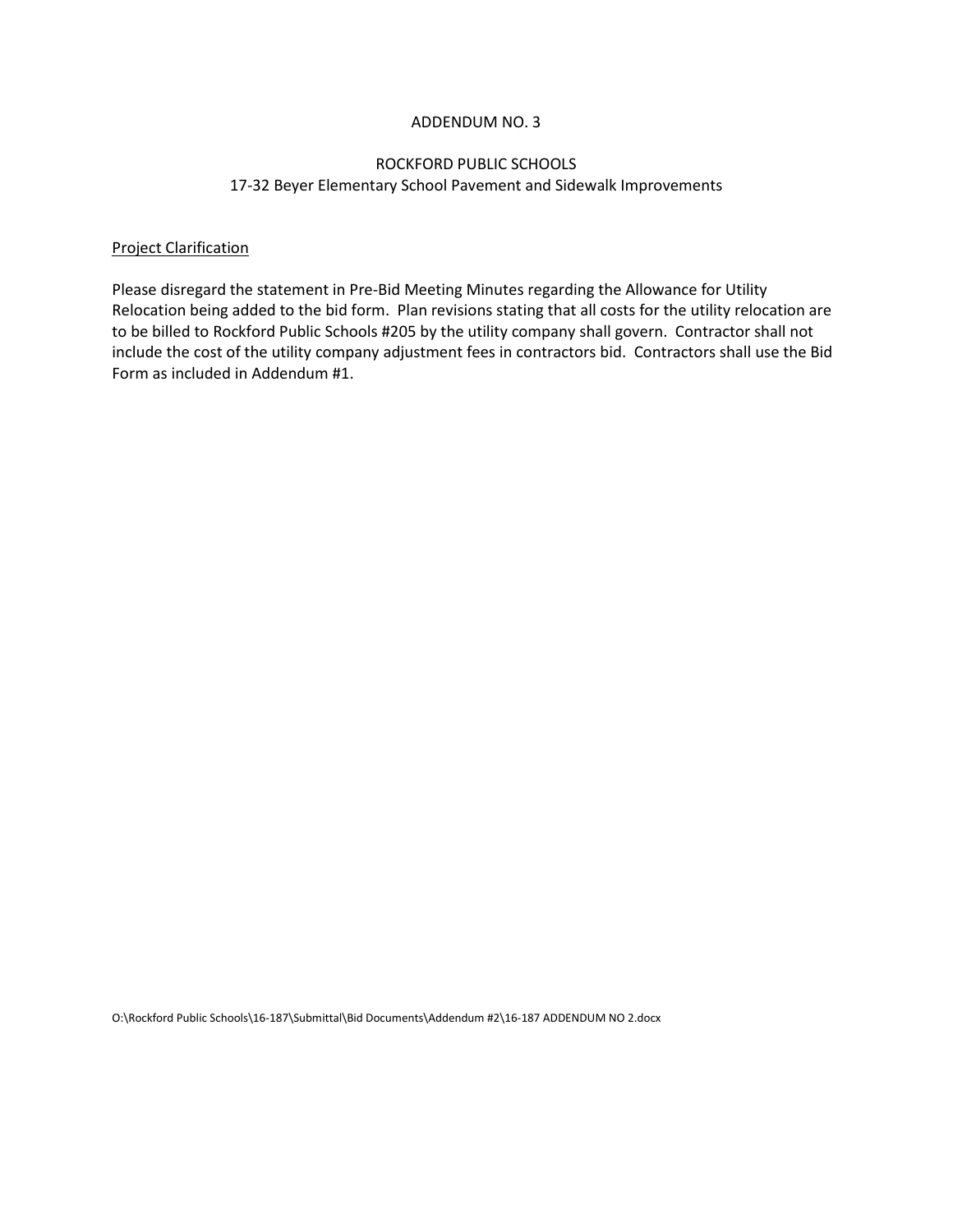ADDENDUM NO. 3

ROCKFORD PUBLIC SCHOOLS
17-32 Beyer Elementary School Pavement and Sidewalk Improvements

Project Clarification

Please disregard the statement in Pre-Bid Meeting Minutes regarding the Allowance for Utility Relocation being added to the bid form. Plan revisions stating that all costs for the utility relocation are to be billed to Rockford Public Schools #205 by the utility company shall govern. Contractor shall not include the cost of the utility company adjustment fees in contractors bid. Contractors shall use the Bid Form as included in Addendum #1.

O:\Rockford Public Schools\16-187\Submittal\Bid Documents\Addendum #2\16-187 ADDENDUM NO 2.docx